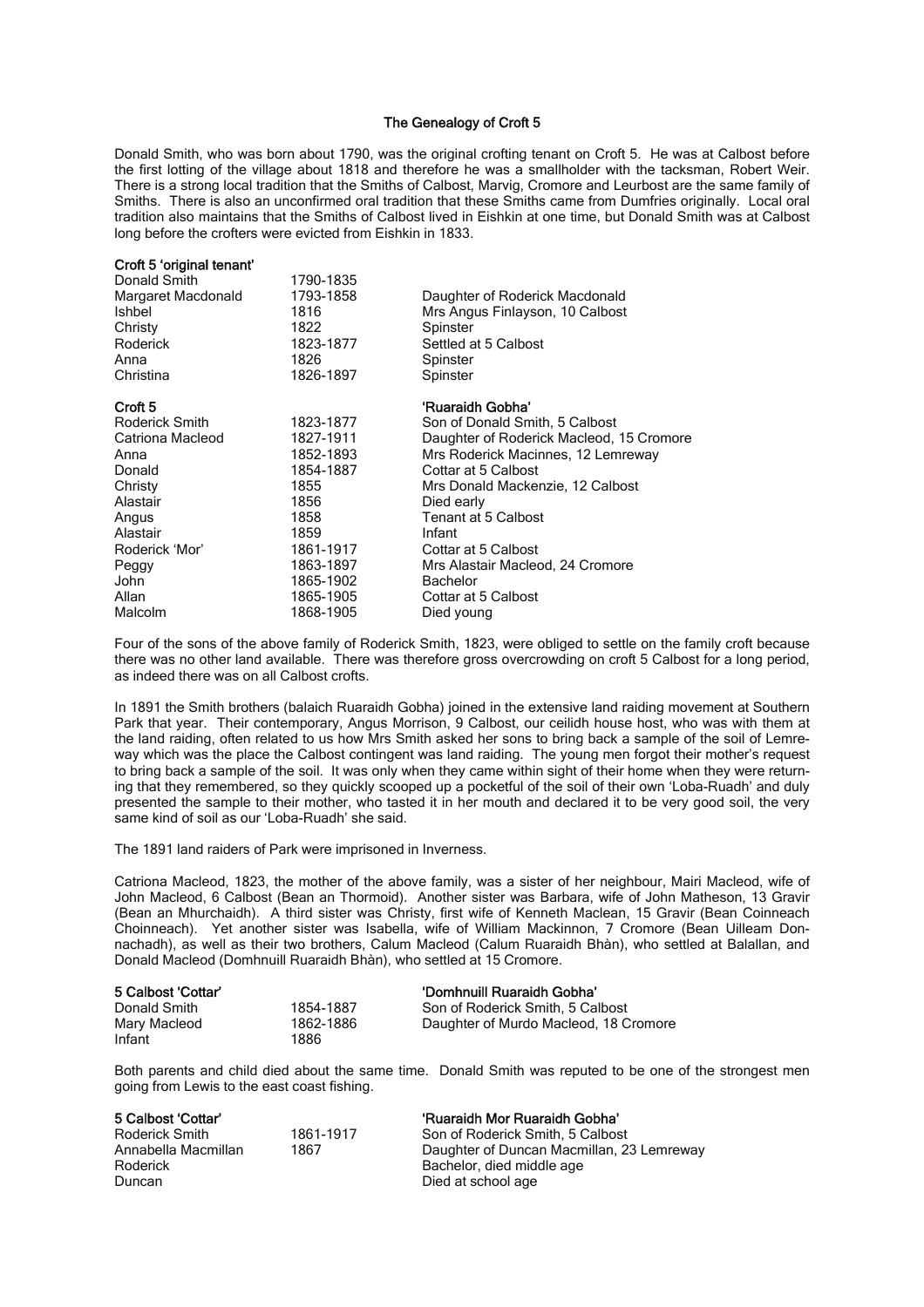# The Genealogy of Croft 5

Donald Smith, who was born about 1790, was the original crofting tenant on Croft 5. He was at Calbost before the first lotting of the village about 1818 and therefore he was a smallholder with the tacksman, Robert Weir. There is a strong local tradition that the Smiths of Calbost, Marvig, Cromore and Leurbost are the same family of Smiths. There is also an unconfirmed oral tradition that these Smiths came from Dumfries originally. Local oral tradition also maintains that the Smiths of Calbost lived in Eishkin at one time, but Donald Smith was at Calbost long before the crofters were evicted from Eishkin in 1833.

**Croft 5 'original tenant'**

| | | |
|---|---|---|
| Donald Smith | 1790-1835 | |
| Margaret Macdonald | 1793-1858 | Daughter of Roderick Macdonald |
| Ishbel | 1816 | Mrs Angus Finlayson, 10 Calbost |
| Christy | 1822 | Spinster |
| Roderick | 1823-1877 | Settled at 5 Calbost |
| Anna | 1826 | Spinster |
| Christina | 1826-1897 | Spinster |

| **Croft 5** | | **'Ruaraidh Gobha'** |
|---|---|---|
| Roderick Smith | 1823-1877 | Son of Donald Smith, 5 Calbost |
| Catriona Macleod | 1827-1911 | Daughter of Roderick Macleod, 15 Cromore |
| Anna | 1852-1893 | Mrs Roderick Macinnes, 12 Lemreway |
| Donald | 1854-1887 | Cottar at 5 Calbost |
| Christy | 1855 | Mrs Donald Mackenzie, 12 Calbost |
| Alastair | 1856 | Died early |
| Angus | 1858 | Tenant at 5 Calbost |
| Alastair | 1859 | Infant |
| Roderick 'Mor' | 1861-1917 | Cottar at 5 Calbost |
| Peggy | 1863-1897 | Mrs Alastair Macleod, 24 Cromore |
| John | 1865-1902 | Bachelor |
| Allan | 1865-1905 | Cottar at 5 Calbost |
| Malcolm | 1868-1905 | Died young |

Four of the sons of the above family of Roderick Smith, 1823, were obliged to settle on the family croft because there was no other land available. There was therefore gross overcrowding on croft 5 Calbost for a long period, as indeed there was on all Calbost crofts.

In 1891 the Smith brothers (balaich Ruaraidh Gobha) joined in the extensive land raiding movement at Southern Park that year. Their contemporary, Angus Morrison, 9 Calbost, our ceilidh house host, who was with them at the land raiding, often related to us how Mrs Smith asked her sons to bring back a sample of the soil of Lemreway which was the place the Calbost contingent was land raiding. The young men forgot their mother's request to bring back a sample of the soil. It was only when they came within sight of their home when they were returning that they remembered, so they quickly scooped up a pocketful of the soil of their own 'Loba-Ruadh' and duly presented the sample to their mother, who tasted it in her mouth and declared it to be very good soil, the very same kind of soil as our 'Loba-Ruadh' she said.

The 1891 land raiders of Park were imprisoned in Inverness.

Catriona Macleod, 1823, the mother of the above family, was a sister of her neighbour, Mairi Macleod, wife of John Macleod, 6 Calbost (Bean an Thormoid). Another sister was Barbara, wife of John Matheson, 13 Gravir (Bean an Mhurchaidh). A third sister was Christy, first wife of Kenneth Maclean, 15 Gravir (Bean Coinneach Choinneach). Yet another sister was Isabella, wife of William Mackinnon, 7 Cromore (Bean Uilleam Donnachadh), as well as their two brothers, Calum Macleod (Calum Ruaraidh Bhàn), who settled at Balallan, and Donald Macleod (Domhnuill Ruaraidh Bhàn), who settled at 15 Cromore.

| **5 Calbost 'Cottar'** | | **'Domhnuill Ruaraidh Gobha'** |
|---|---|---|
| Donald Smith | 1854-1887 | Son of Roderick Smith, 5 Calbost |
| Mary Macleod | 1862-1886 | Daughter of Murdo Macleod, 18 Cromore |
| Infant | 1886 | |

Both parents and child died about the same time. Donald Smith was reputed to be one of the strongest men going from Lewis to the east coast fishing.

| **5 Calbost 'Cottar'** | | **'Ruaraidh Mor Ruaraidh Gobha'** |
|---|---|---|
| Roderick Smith | 1861-1917 | Son of Roderick Smith, 5 Calbost |
| Annabella Macmillan | 1867 | Daughter of Duncan Macmillan, 23 Lemreway |
| Roderick | | Bachelor, died middle age |
| Duncan | | Died at school age |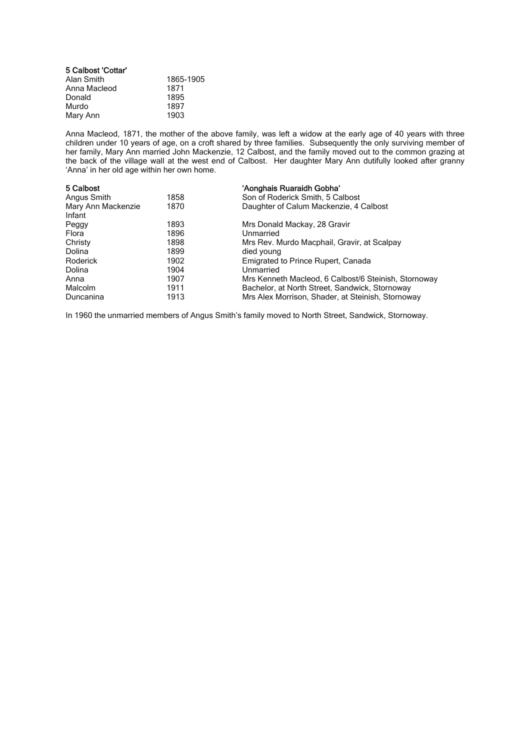**5 Calbost 'Cottar'**

| | |
|---|---|
| Alan Smith | 1865-1905 |
| Anna Macleod | 1871 |
| Donald | 1895 |
| Murdo | 1897 |
| Mary Ann | 1903 |

Anna Macleod, 1871, the mother of the above family, was left a widow at the early age of 40 years with three children under 10 years of age, on a croft shared by three families. Subsequently the only surviving member of her family, Mary Ann married John Mackenzie, 12 Calbost, and the family moved out to the common grazing at the back of the village wall at the west end of Calbost. Her daughter Mary Ann dutifully looked after granny 'Anna' in her old age within her own home.

| **5 Calbost** | | **'Aonghais Ruaraidh Gobha'** |
|---|---|---|
| Angus Smith | 1858 | Son of Roderick Smith, 5 Calbost |
| Mary Ann Mackenzie | 1870 | Daughter of Calum Mackenzie, 4 Calbost |
| Infant | | |
| Peggy | 1893 | Mrs Donald Mackay, 28 Gravir |
| Flora | 1896 | Unmarried |
| Christy | 1898 | Mrs Rev. Murdo Macphail, Gravir, at Scalpay |
| Dolina | 1899 | died young |
| Roderick | 1902 | Emigrated to Prince Rupert, Canada |
| Dolina | 1904 | Unmarried |
| Anna | 1907 | Mrs Kenneth Macleod, 6 Calbost/6 Steinish, Stornoway |
| Malcolm | 1911 | Bachelor, at North Street, Sandwick, Stornoway |
| Duncanina | 1913 | Mrs Alex Morrison, Shader, at Steinish, Stornoway |

In 1960 the unmarried members of Angus Smith's family moved to North Street, Sandwick, Stornoway.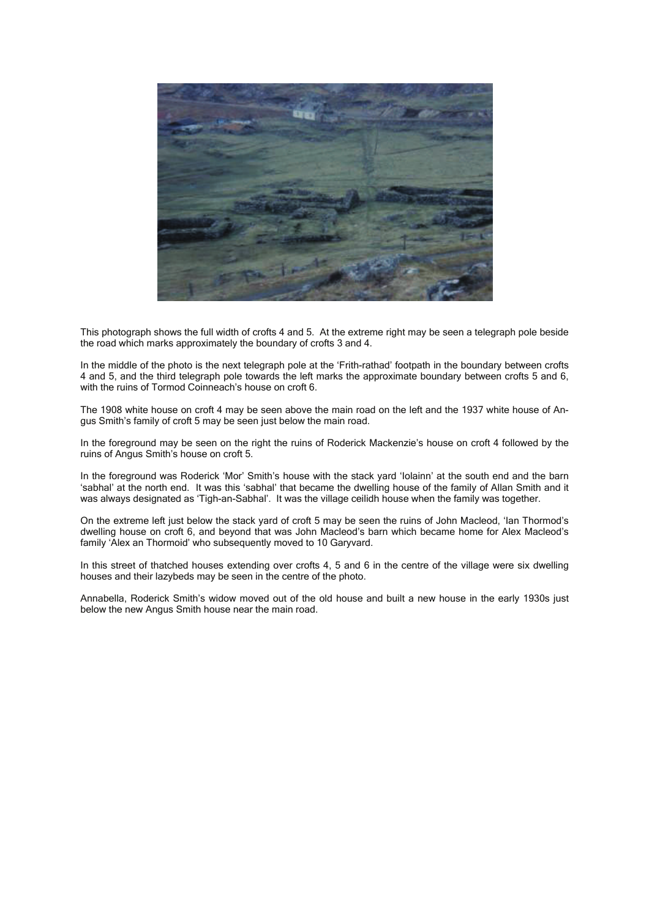This photograph shows the full width of crofts 4 and 5. At the extreme right may be seen a telegraph pole beside the road which marks approximately the boundary of crofts 3 and 4.

In the middle of the photo is the next telegraph pole at the 'Frith-rathad' footpath in the boundary between crofts 4 and 5, and the third telegraph pole towards the left marks the approximate boundary between crofts 5 and 6, with the ruins of Tormod Coinneach's house on croft 6.

The 1908 white house on croft 4 may be seen above the main road on the left and the 1937 white house of Angus Smith's family of croft 5 may be seen just below the main road.

In the foreground may be seen on the right the ruins of Roderick Mackenzie's house on croft 4 followed by the ruins of Angus Smith's house on croft 5.

In the foreground was Roderick 'Mor' Smith's house with the stack yard 'Iolainn' at the south end and the barn 'sabhal' at the north end. It was this 'sabhal' that became the dwelling house of the family of Allan Smith and it was always designated as 'Tigh-an-Sabhal'. It was the village ceilidh house when the family was together.

On the extreme left just below the stack yard of croft 5 may be seen the ruins of John Macleod, 'Ian Thormod's dwelling house on croft 6, and beyond that was John Macleod's barn which became home for Alex Macleod's family 'Alex an Thormoid' who subsequently moved to 10 Garyvard.

In this street of thatched houses extending over crofts 4, 5 and 6 in the centre of the village were six dwelling houses and their lazybeds may be seen in the centre of the photo.

Annabella, Roderick Smith's widow moved out of the old house and built a new house in the early 1930s just below the new Angus Smith house near the main road.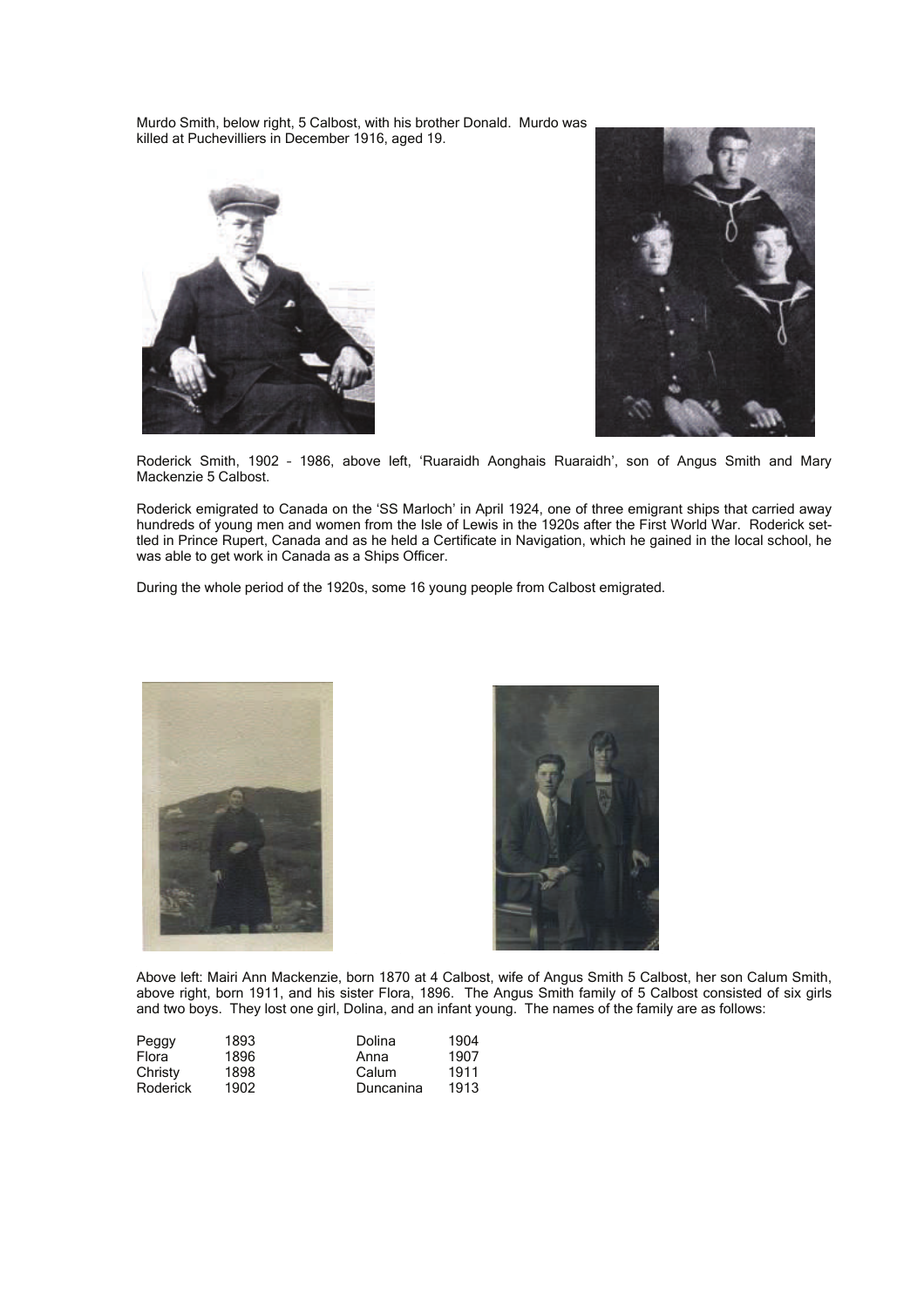Murdo Smith, below right, 5 Calbost, with his brother Donald. Murdo was killed at Puchevilliers in December 1916, aged 19.

Roderick Smith, 1902 – 1986, above left, 'Ruaraidh Aonghais Ruaraidh', son of Angus Smith and Mary Mackenzie 5 Calbost.

Roderick emigrated to Canada on the 'SS Marloch' in April 1924, one of three emigrant ships that carried away hundreds of young men and women from the Isle of Lewis in the 1920s after the First World War. Roderick settled in Prince Rupert, Canada and as he held a Certificate in Navigation, which he gained in the local school, he was able to get work in Canada as a Ships Officer.

During the whole period of the 1920s, some 16 young people from Calbost emigrated.

Above left: Mairi Ann Mackenzie, born 1870 at 4 Calbost, wife of Angus Smith 5 Calbost, her son Calum Smith, above right, born 1911, and his sister Flora, 1896. The Angus Smith family of 5 Calbost consisted of six girls and two boys. They lost one girl, Dolina, and an infant young. The names of the family are as follows:

| | | | |
|---|---|---|---|
| Peggy | 1893 | Dolina | 1904 |
| Flora | 1896 | Anna | 1907 |
| Christy | 1898 | Calum | 1911 |
| Roderick | 1902 | Duncanina | 1913 |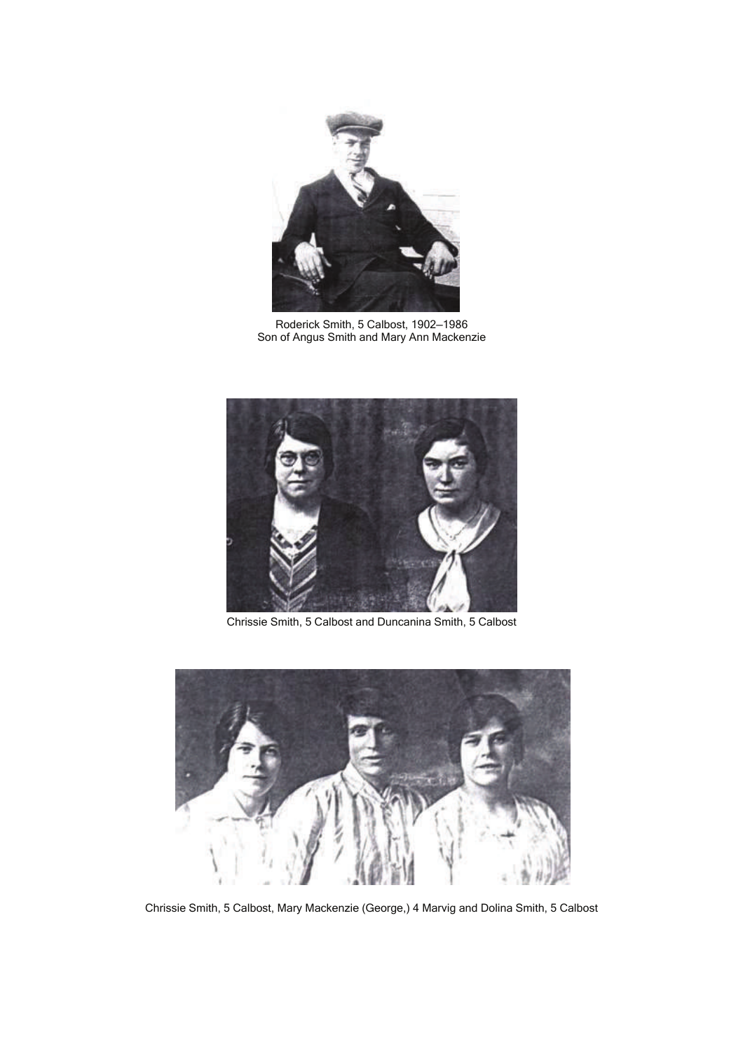Roderick Smith, 5 Calbost, 1902–1986
Son of Angus Smith and Mary Ann Mackenzie

Chrissie Smith, 5 Calbost and Duncanina Smith, 5 Calbost

Chrissie Smith, 5 Calbost, Mary Mackenzie (George,) 4 Marvig and Dolina Smith, 5 Calbost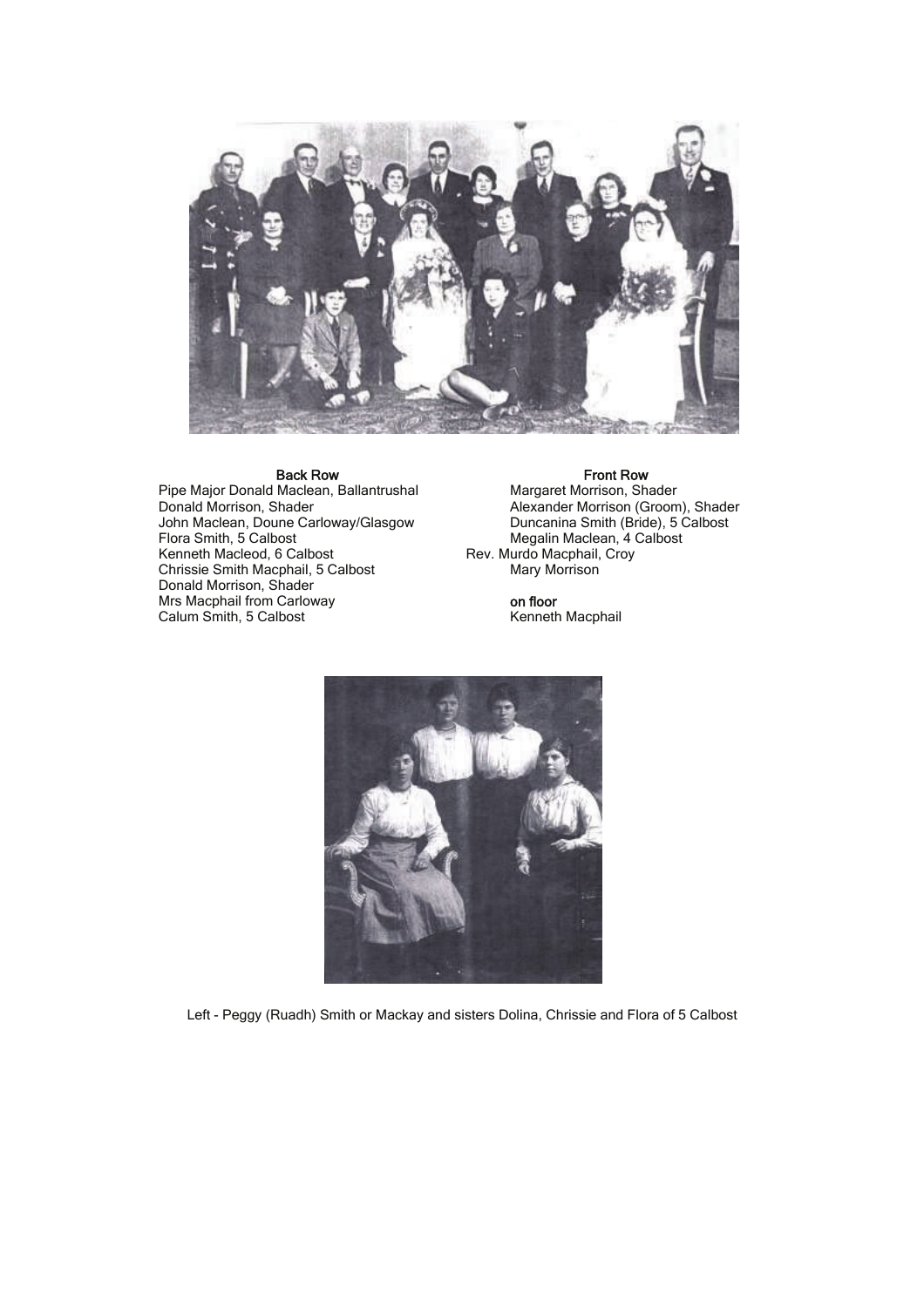**Back Row**

Pipe Major Donald Maclean, Ballantrushal
Donald Morrison, Shader
John Maclean, Doune Carloway/Glasgow
Flora Smith, 5 Calbost
Kenneth Macleod, 6 Calbost
Chrissie Smith Macphail, 5 Calbost
Donald Morrison, Shader
Mrs Macphail from Carloway
Calum Smith, 5 Calbost

**Front Row**

Margaret Morrison, Shader
Alexander Morrison (Groom), Shader
Duncanina Smith (Bride), 5 Calbost
Megalin Maclean, 4 Calbost
Rev. Murdo Macphail, Croy
Mary Morrison

**on floor**

Kenneth Macphail

Left - Peggy (Ruadh) Smith or Mackay and sisters Dolina, Chrissie and Flora of 5 Calbost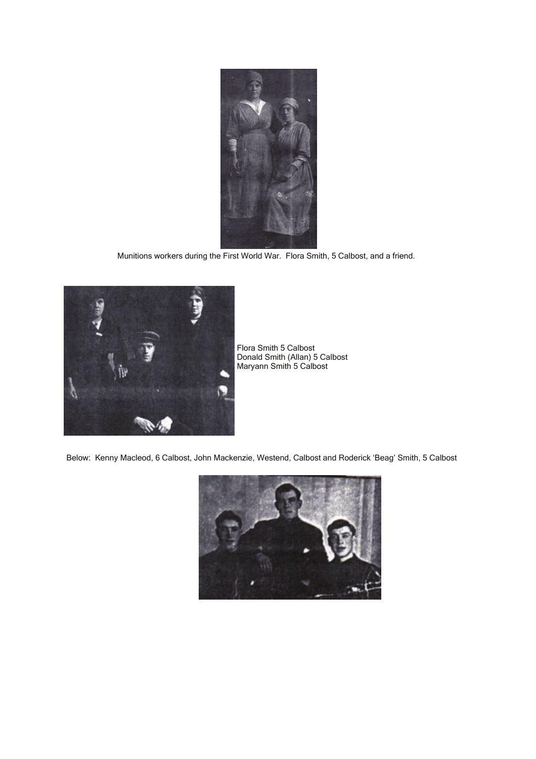Munitions workers during the First World War. Flora Smith, 5 Calbost, and a friend.

Flora Smith 5 Calbost
Donald Smith (Allan) 5 Calbost
Maryann Smith 5 Calbost

Below: Kenny Macleod, 6 Calbost, John Mackenzie, Westend, Calbost and Roderick 'Beag' Smith, 5 Calbost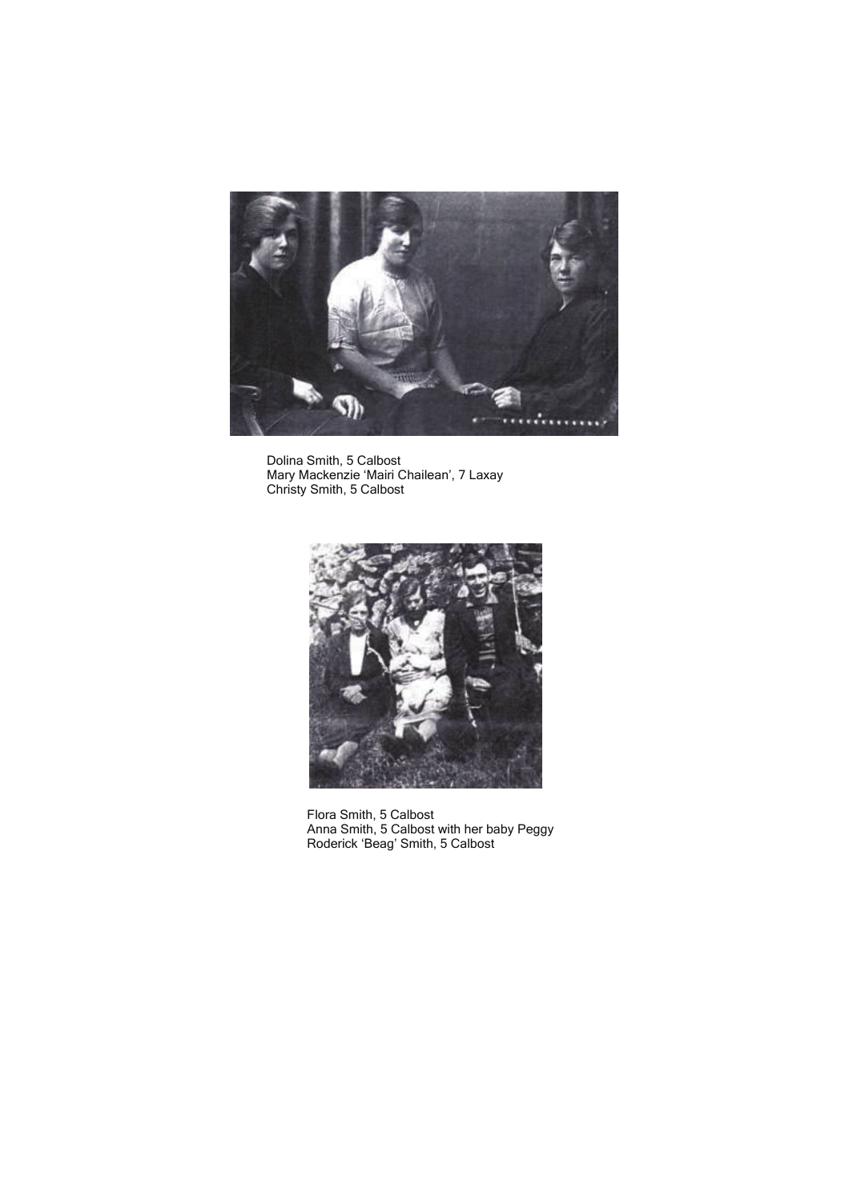Dolina Smith, 5 Calbost
Mary Mackenzie 'Mairi Chailean', 7 Laxay
Christy Smith, 5 Calbost

Flora Smith, 5 Calbost
Anna Smith, 5 Calbost with her baby Peggy
Roderick 'Beag' Smith, 5 Calbost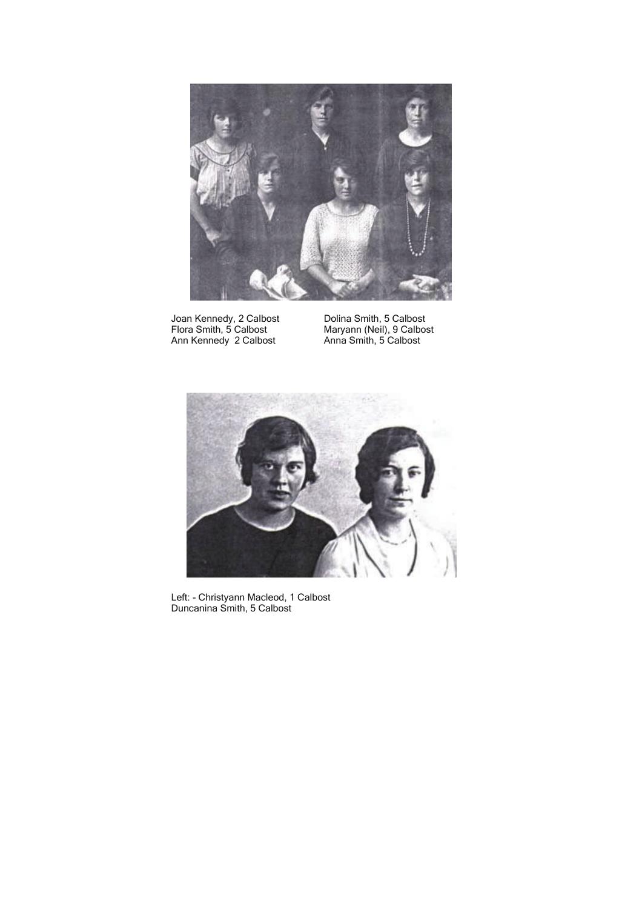Joan Kennedy, 2 Calbost
Flora Smith, 5 Calbost
Ann Kennedy 2 Calbost

Dolina Smith, 5 Calbost
Maryann (Neil), 9 Calbost
Anna Smith, 5 Calbost

Left: - Christyann Macleod, 1 Calbost
Duncanina Smith, 5 Calbost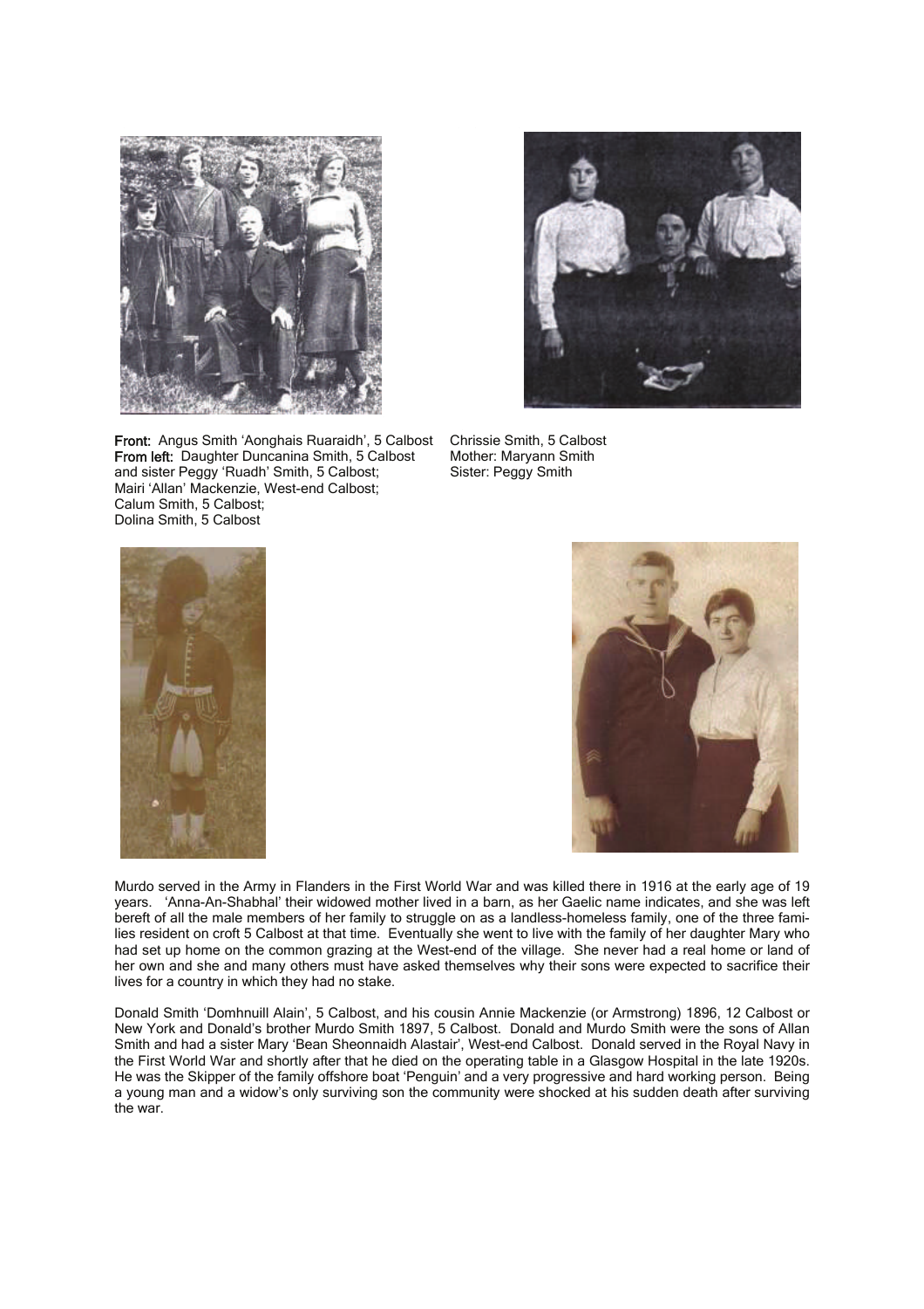**Front:** Angus Smith 'Aonghais Ruaraidh', 5 Calbost
**From left:** Daughter Duncanina Smith, 5 Calbost and sister Peggy 'Ruadh' Smith, 5 Calbost; Mairi 'Allan' Mackenzie, West-end Calbost; Calum Smith, 5 Calbost; Dolina Smith, 5 Calbost

Chrissie Smith, 5 Calbost
Mother: Maryann Smith
Sister: Peggy Smith

Murdo served in the Army in Flanders in the First World War and was killed there in 1916 at the early age of 19 years. 'Anna-An-Shabhal' their widowed mother lived in a barn, as her Gaelic name indicates, and she was left bereft of all the male members of her family to struggle on as a landless-homeless family, one of the three families resident on croft 5 Calbost at that time. Eventually she went to live with the family of her daughter Mary who had set up home on the common grazing at the West-end of the village. She never had a real home or land of her own and she and many others must have asked themselves why their sons were expected to sacrifice their lives for a country in which they had no stake.

Donald Smith 'Domhnuill Alain', 5 Calbost, and his cousin Annie Mackenzie (or Armstrong) 1896, 12 Calbost or New York and Donald's brother Murdo Smith 1897, 5 Calbost. Donald and Murdo Smith were the sons of Allan Smith and had a sister Mary 'Bean Sheonnaidh Alastair', West-end Calbost. Donald served in the Royal Navy in the First World War and shortly after that he died on the operating table in a Glasgow Hospital in the late 1920s. He was the Skipper of the family offshore boat 'Penguin' and a very progressive and hard working person. Being a young man and a widow's only surviving son the community were shocked at his sudden death after surviving the war.